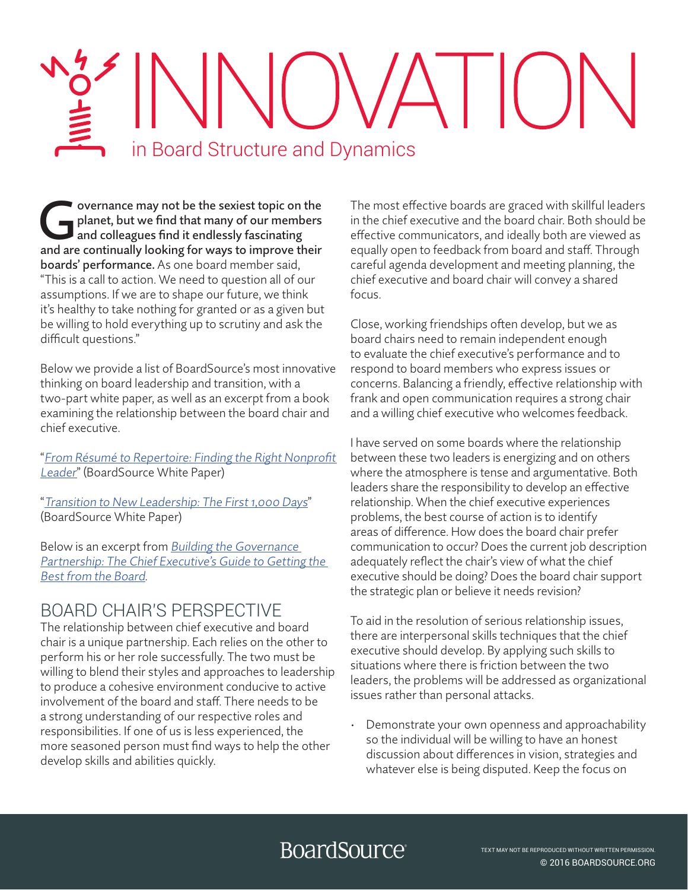# INNOVATION

## in Board Structure and Dynamics

**Governance may not be the sexiest topic on the planet, but we find that many of our members and colleagues find it endlessly fascinating and are continually looking for ways to improve their boards' performance.** As one board member said, "This is a call to action. We need to question all of our assumptions. If we are to shape our future, we think it's healthy to take nothing for granted or as a given but be willing to hold everything up to scrutiny and ask the difficult questions."

Below we provide a list of BoardSource's most innovative thinking on board leadership and transition, with a two-part white paper, as well as an excerpt from a book examining the relationship between the board chair and chief executive.

"*From Résumé to Repertoire: Finding the Right Nonprofit Leader*" (BoardSource White Paper)

"*Transition to New Leadership: The First 1,000 Days*" (BoardSource White Paper)

Below is an excerpt from *Building the Governance Partnership: The Chief Executive's Guide to Getting the Best from the Board*.

## BOARD CHAIR'S PERSPECTIVE

The relationship between chief executive and board chair is a unique partnership. Each relies on the other to perform his or her role successfully. The two must be willing to blend their styles and approaches to leadership to produce a cohesive environment conducive to active involvement of the board and staff. There needs to be a strong understanding of our respective roles and responsibilities. If one of us is less experienced, the more seasoned person must find ways to help the other develop skills and abilities quickly.

The most effective boards are graced with skillful leaders in the chief executive and the board chair. Both should be effective communicators, and ideally both are viewed as equally open to feedback from board and staff. Through careful agenda development and meeting planning, the chief executive and board chair will convey a shared focus.

Close, working friendships often develop, but we as board chairs need to remain independent enough to evaluate the chief executive's performance and to respond to board members who express issues or concerns. Balancing a friendly, effective relationship with frank and open communication requires a strong chair and a willing chief executive who welcomes feedback.

I have served on some boards where the relationship between these two leaders is energizing and on others where the atmosphere is tense and argumentative. Both leaders share the responsibility to develop an effective relationship. When the chief executive experiences problems, the best course of action is to identify areas of difference. How does the board chair prefer communication to occur? Does the current job description adequately reflect the chair's view of what the chief executive should be doing? Does the board chair support the strategic plan or believe it needs revision?

To aid in the resolution of serious relationship issues, there are interpersonal skills techniques that the chief executive should develop. By applying such skills to situations where there is friction between the two leaders, the problems will be addressed as organizational issues rather than personal attacks.

- Demonstrate your own openness and approachability so the individual will be willing to have an honest discussion about differences in vision, strategies and whatever else is being disputed. Keep the focus on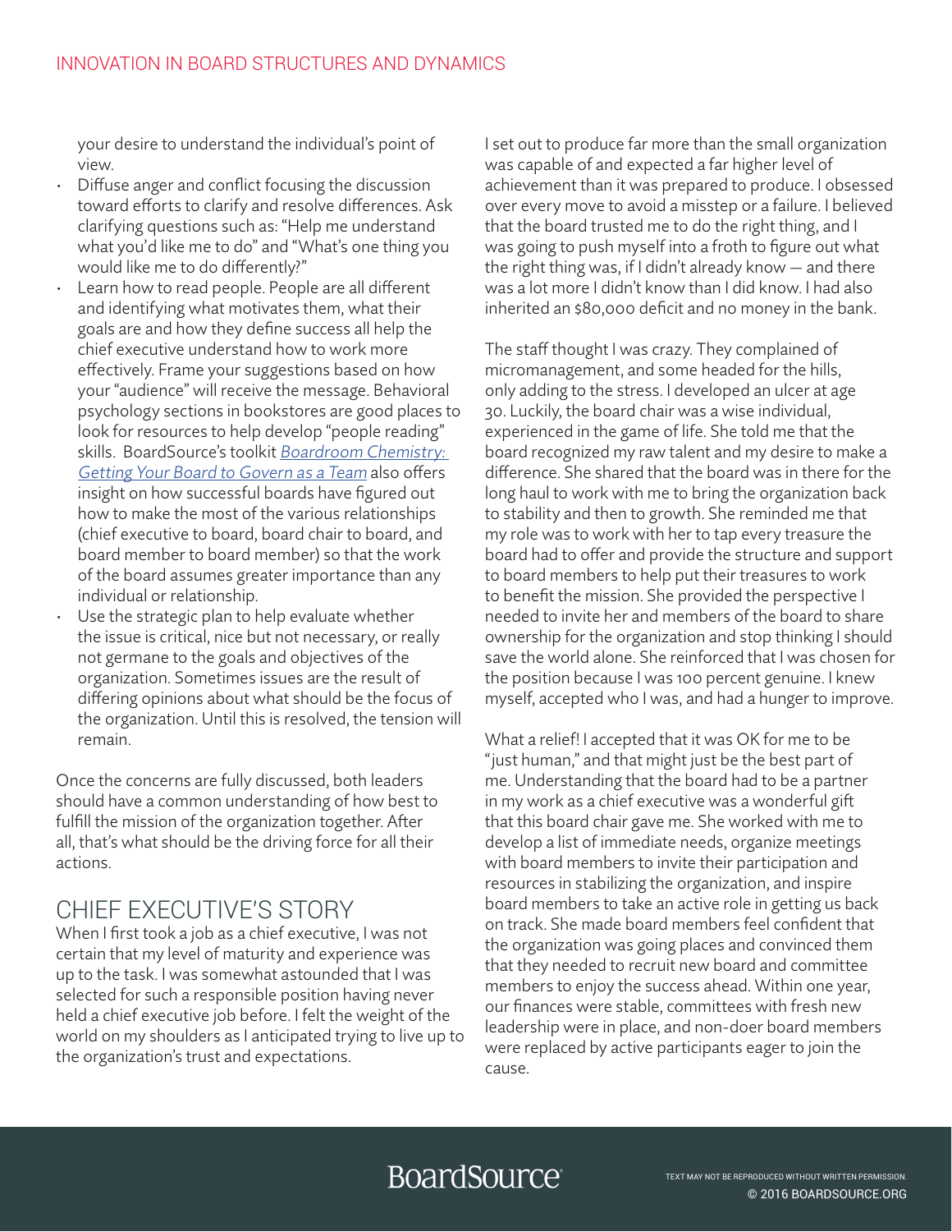your desire to understand the individual's point of view.

- Diffuse anger and conflict focusing the discussion toward efforts to clarify and resolve differences. Ask clarifying questions such as: "Help me understand what you'd like me to do" and "What's one thing you would like me to do differently?"
- Learn how to read people. People are all different and identifying what motivates them, what their goals are and how they define success all help the chief executive understand how to work more effectively. Frame your suggestions based on how your "audience" will receive the message. Behavioral psychology sections in bookstores are good places to look for resources to help develop "people reading" skills. BoardSource's toolkit *Boardroom Chemistry: Getting Your Board to Govern as a Team* also offers insight on how successful boards have figured out how to make the most of the various relationships (chief executive to board, board chair to board, and board member to board member) so that the work of the board assumes greater importance than any individual or relationship.
- Use the strategic plan to help evaluate whether the issue is critical, nice but not necessary, or really not germane to the goals and objectives of the organization. Sometimes issues are the result of differing opinions about what should be the focus of the organization. Until this is resolved, the tension will remain.

Once the concerns are fully discussed, both leaders should have a common understanding of how best to fulfill the mission of the organization together. After all, that's what should be the driving force for all their actions.

## CHIEF EXECUTIVE'S STORY

When I first took a job as a chief executive, I was not certain that my level of maturity and experience was up to the task. I was somewhat astounded that I was selected for such a responsible position having never held a chief executive job before. I felt the weight of the world on my shoulders as I anticipated trying to live up to the organization's trust and expectations.

I set out to produce far more than the small organization was capable of and expected a far higher level of achievement than it was prepared to produce. I obsessed over every move to avoid a misstep or a failure. I believed that the board trusted me to do the right thing, and I was going to push myself into a froth to figure out what the right thing was, if I didn't already know — and there was a lot more I didn't know than I did know. I had also inherited an $80,000 deficit and no money in the bank.

The staff thought I was crazy. They complained of micromanagement, and some headed for the hills, only adding to the stress. I developed an ulcer at age 30. Luckily, the board chair was a wise individual, experienced in the game of life. She told me that the board recognized my raw talent and my desire to make a difference. She shared that the board was in there for the long haul to work with me to bring the organization back to stability and then to growth. She reminded me that my role was to work with her to tap every treasure the board had to offer and provide the structure and support to board members to help put their treasures to work to benefit the mission. She provided the perspective I needed to invite her and members of the board to share ownership for the organization and stop thinking I should save the world alone. She reinforced that I was chosen for the position because I was 100 percent genuine. I knew myself, accepted who I was, and had a hunger to improve.

What a relief! I accepted that it was OK for me to be "just human," and that might just be the best part of me. Understanding that the board had to be a partner in my work as a chief executive was a wonderful gift that this board chair gave me. She worked with me to develop a list of immediate needs, organize meetings with board members to invite their participation and resources in stabilizing the organization, and inspire board members to take an active role in getting us back on track. She made board members feel confident that the organization was going places and convinced them that they needed to recruit new board and committee members to enjoy the success ahead. Within one year, our finances were stable, committees with fresh new leadership were in place, and non-doer board members were replaced by active participants eager to join the cause.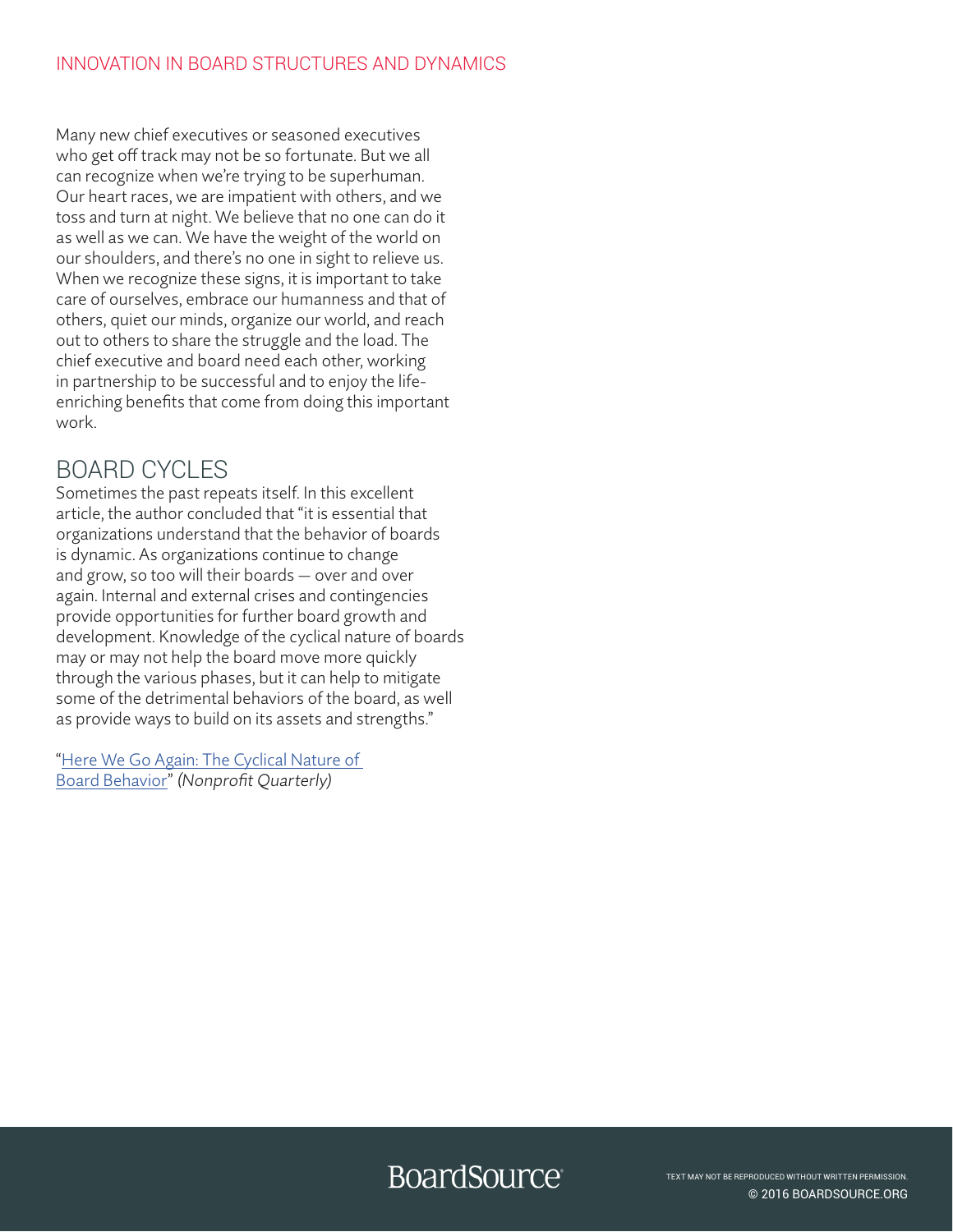Many new chief executives or seasoned executives who get off track may not be so fortunate. But we all can recognize when we're trying to be superhuman. Our heart races, we are impatient with others, and we toss and turn at night. We believe that no one can do it as well as we can. We have the weight of the world on our shoulders, and there's no one in sight to relieve us. When we recognize these signs, it is important to take care of ourselves, embrace our humanness and that of others, quiet our minds, organize our world, and reach out to others to share the struggle and the load. The chief executive and board need each other, working in partnership to be successful and to enjoy the life-enriching benefits that come from doing this important work.

## BOARD CYCLES

Sometimes the past repeats itself. In this excellent article, the author concluded that "it is essential that organizations understand that the behavior of boards is dynamic. As organizations continue to change and grow, so too will their boards — over and over again. Internal and external crises and contingencies provide opportunities for further board growth and development. Knowledge of the cyclical nature of boards may or may not help the board move more quickly through the various phases, but it can help to mitigate some of the detrimental behaviors of the board, as well as provide ways to build on its assets and strengths."

"Here We Go Again: The Cyclical Nature of Board Behavior" *(Nonprofit Quarterly)*